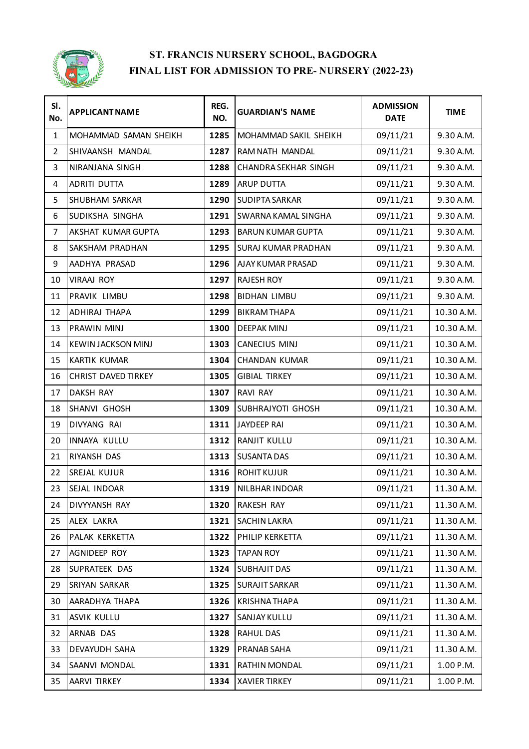# ST. FRANCIS NURSERY SCHOOL, BAGDOGRA

## FINAL LIST FOR ADMISSION TO PRE- NURSERY (2022-23)

| Sl. No. | APPLICANT NAME | REG. NO. | GUARDIAN'S NAME | ADMISSION DATE | TIME |
|---|---|---|---|---|---|
| 1 | MOHAMMAD SAMAN SHEIKH | 1285 | MOHAMMAD SAKIL SHEIKH | 09/11/21 | 9.30 A.M. |
| 2 | SHIVAANSH MANDAL | 1287 | RAM NATH MANDAL | 09/11/21 | 9.30 A.M. |
| 3 | NIRANJANA SINGH | 1288 | CHANDRA SEKHAR SINGH | 09/11/21 | 9.30 A.M. |
| 4 | ADRITI DUTTA | 1289 | ARUP DUTTA | 09/11/21 | 9.30 A.M. |
| 5 | SHUBHAM SARKAR | 1290 | SUDIPTA SARKAR | 09/11/21 | 9.30 A.M. |
| 6 | SUDIKSHA SINGHA | 1291 | SWARNA KAMAL SINGHA | 09/11/21 | 9.30 A.M. |
| 7 | AKSHAT KUMAR GUPTA | 1293 | BARUN KUMAR GUPTA | 09/11/21 | 9.30 A.M. |
| 8 | SAKSHAM PRADHAN | 1295 | SURAJ KUMAR PRADHAN | 09/11/21 | 9.30 A.M. |
| 9 | AADHYA PRASAD | 1296 | AJAY KUMAR PRASAD | 09/11/21 | 9.30 A.M. |
| 10 | VIRAAJ ROY | 1297 | RAJESH ROY | 09/11/21 | 9.30 A.M. |
| 11 | PRAVIK LIMBU | 1298 | BIDHAN LIMBU | 09/11/21 | 9.30 A.M. |
| 12 | ADHIRAJ THAPA | 1299 | BIKRAM THAPA | 09/11/21 | 10.30 A.M. |
| 13 | PRAWIN MINJ | 1300 | DEEPAK MINJ | 09/11/21 | 10.30 A.M. |
| 14 | KEWIN JACKSON MINJ | 1303 | CANECIUS MINJ | 09/11/21 | 10.30 A.M. |
| 15 | KARTIK KUMAR | 1304 | CHANDAN KUMAR | 09/11/21 | 10.30 A.M. |
| 16 | CHRIST DAVED TIRKEY | 1305 | GIBIAL TIRKEY | 09/11/21 | 10.30 A.M. |
| 17 | DAKSH RAY | 1307 | RAVI RAY | 09/11/21 | 10.30 A.M. |
| 18 | SHANVI GHOSH | 1309 | SUBHRAJYOTI GHOSH | 09/11/21 | 10.30 A.M. |
| 19 | DIVYANG RAI | 1311 | JAYDEEP RAI | 09/11/21 | 10.30 A.M. |
| 20 | INNAYA KULLU | 1312 | RANJIT KULLU | 09/11/21 | 10.30 A.M. |
| 21 | RIYANSH DAS | 1313 | SUSANTA DAS | 09/11/21 | 10.30 A.M. |
| 22 | SREJAL KUJUR | 1316 | ROHIT KUJUR | 09/11/21 | 10.30 A.M. |
| 23 | SEJAL INDOAR | 1319 | NILBHAR INDOAR | 09/11/21 | 11.30 A.M. |
| 24 | DIVYYANSH RAY | 1320 | RAKESH RAY | 09/11/21 | 11.30 A.M. |
| 25 | ALEX LAKRA | 1321 | SACHIN LAKRA | 09/11/21 | 11.30 A.M. |
| 26 | PALAK KERKETTA | 1322 | PHILIP KERKETTA | 09/11/21 | 11.30 A.M. |
| 27 | AGNIDEEP ROY | 1323 | TAPAN ROY | 09/11/21 | 11.30 A.M. |
| 28 | SUPRATEEK DAS | 1324 | SUBHAJIT DAS | 09/11/21 | 11.30 A.M. |
| 29 | SRIYAN SARKAR | 1325 | SURAJIT SARKAR | 09/11/21 | 11.30 A.M. |
| 30 | AARADHYA THAPA | 1326 | KRISHNA THAPA | 09/11/21 | 11.30 A.M. |
| 31 | ASVIK KULLU | 1327 | SANJAY KULLU | 09/11/21 | 11.30 A.M. |
| 32 | ARNAB DAS | 1328 | RAHUL DAS | 09/11/21 | 11.30 A.M. |
| 33 | DEVAYUDH SAHA | 1329 | PRANAB SAHA | 09/11/21 | 11.30 A.M. |
| 34 | SAANVI MONDAL | 1331 | RATHIN MONDAL | 09/11/21 | 1.00 P.M. |
| 35 | AARVI TIRKEY | 1334 | XAVIER TIRKEY | 09/11/21 | 1.00 P.M. |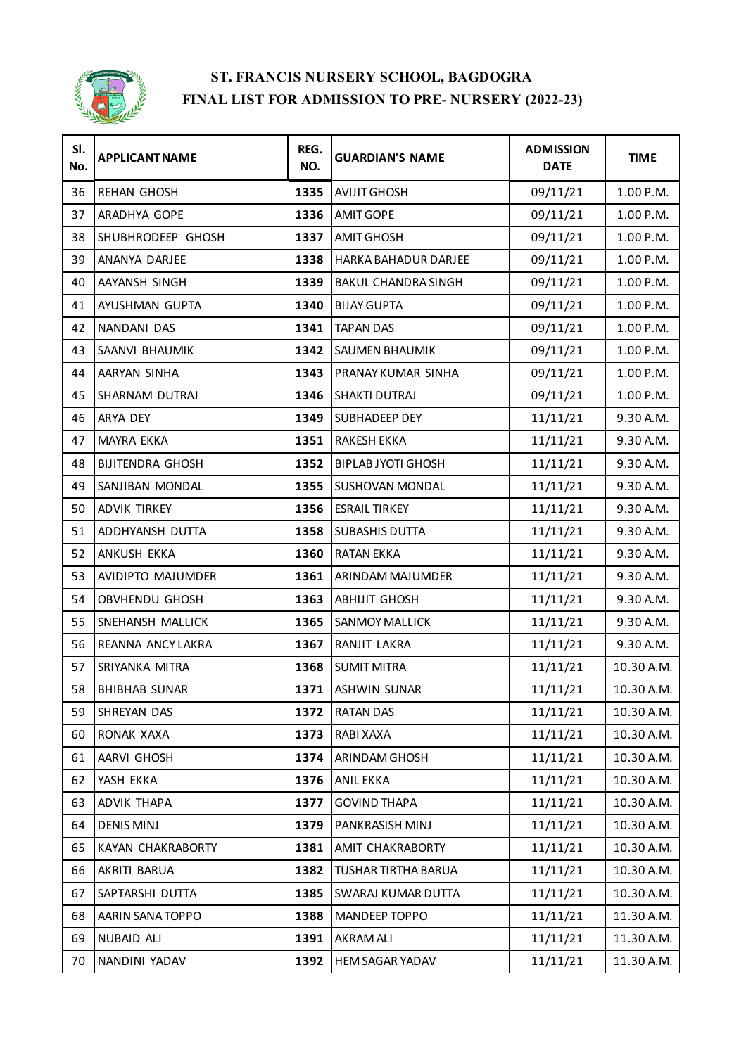# ST. FRANCIS NURSERY SCHOOL, BAGDOGRA
## FINAL LIST FOR ADMISSION TO PRE- NURSERY (2022-23)

| Sl. No. | APPLICANT NAME | REG. NO. | GUARDIAN'S NAME | ADMISSION DATE | TIME |
|---|---|---|---|---|---|
| 36 | REHAN GHOSH | **1335** | AVIJIT GHOSH | 09/11/21 | 1.00 P.M. |
| 37 | ARADHYA GOPE | **1336** | AMIT GOPE | 09/11/21 | 1.00 P.M. |
| 38 | SHUBHRODEEP GHOSH | **1337** | AMIT GHOSH | 09/11/21 | 1.00 P.M. |
| 39 | ANANYA DARJEE | **1338** | HARKA BAHADUR DARJEE | 09/11/21 | 1.00 P.M. |
| 40 | AAYANSH SINGH | **1339** | BAKUL CHANDRA SINGH | 09/11/21 | 1.00 P.M. |
| 41 | AYUSHMAN GUPTA | **1340** | BIJAY GUPTA | 09/11/21 | 1.00 P.M. |
| 42 | NANDANI DAS | **1341** | TAPAN DAS | 09/11/21 | 1.00 P.M. |
| 43 | SAANVI BHAUMIK | **1342** | SAUMEN BHAUMIK | 09/11/21 | 1.00 P.M. |
| 44 | AARYAN SINHA | **1343** | PRANAY KUMAR SINHA | 09/11/21 | 1.00 P.M. |
| 45 | SHARNAM DUTRAJ | **1346** | SHAKTI DUTRAJ | 09/11/21 | 1.00 P.M. |
| 46 | ARYA DEY | **1349** | SUBHADEEP DEY | 11/11/21 | 9.30 A.M. |
| 47 | MAYRA EKKA | **1351** | RAKESH EKKA | 11/11/21 | 9.30 A.M. |
| 48 | BIJITENDRA GHOSH | **1352** | BIPLAB JYOTI GHOSH | 11/11/21 | 9.30 A.M. |
| 49 | SANJIBAN MONDAL | **1355** | SUSHOVAN MONDAL | 11/11/21 | 9.30 A.M. |
| 50 | ADVIK TIRKEY | **1356** | ESRAIL TIRKEY | 11/11/21 | 9.30 A.M. |
| 51 | ADDHYANSH DUTTA | **1358** | SUBASHIS DUTTA | 11/11/21 | 9.30 A.M. |
| 52 | ANKUSH EKKA | **1360** | RATAN EKKA | 11/11/21 | 9.30 A.M. |
| 53 | AVIDIPTO MAJUMDER | **1361** | ARINDAM MAJUMDER | 11/11/21 | 9.30 A.M. |
| 54 | OBVHENDU GHOSH | **1363** | ABHIJIT GHOSH | 11/11/21 | 9.30 A.M. |
| 55 | SNEHANSH MALLICK | **1365** | SANMOY MALLICK | 11/11/21 | 9.30 A.M. |
| 56 | REANNA ANCY LAKRA | **1367** | RANJIT LAKRA | 11/11/21 | 9.30 A.M. |
| 57 | SRIYANKA MITRA | **1368** | SUMIT MITRA | 11/11/21 | 10.30 A.M. |
| 58 | BHIBHAB SUNAR | **1371** | ASHWIN SUNAR | 11/11/21 | 10.30 A.M. |
| 59 | SHREYAN DAS | **1372** | RATAN DAS | 11/11/21 | 10.30 A.M. |
| 60 | RONAK XAXA | **1373** | RABI XAXA | 11/11/21 | 10.30 A.M. |
| 61 | AARVI GHOSH | **1374** | ARINDAM GHOSH | 11/11/21 | 10.30 A.M. |
| 62 | YASH EKKA | **1376** | ANIL EKKA | 11/11/21 | 10.30 A.M. |
| 63 | ADVIK THAPA | **1377** | GOVIND THAPA | 11/11/21 | 10.30 A.M. |
| 64 | DENIS MINJ | **1379** | PANKRASISH MINJ | 11/11/21 | 10.30 A.M. |
| 65 | KAYAN CHAKRABORTY | **1381** | AMIT CHAKRABORTY | 11/11/21 | 10.30 A.M. |
| 66 | AKRITI BARUA | **1382** | TUSHAR TIRTHA BARUA | 11/11/21 | 10.30 A.M. |
| 67 | SAPTARSHI DUTTA | **1385** | SWARAJ KUMAR DUTTA | 11/11/21 | 10.30 A.M. |
| 68 | AARIN SANA TOPPO | **1388** | MANDEEP TOPPO | 11/11/21 | 11.30 A.M. |
| 69 | NUBAID ALI | **1391** | AKRAM ALI | 11/11/21 | 11.30 A.M. |
| 70 | NANDINI YADAV | **1392** | HEM SAGAR YADAV | 11/11/21 | 11.30 A.M. |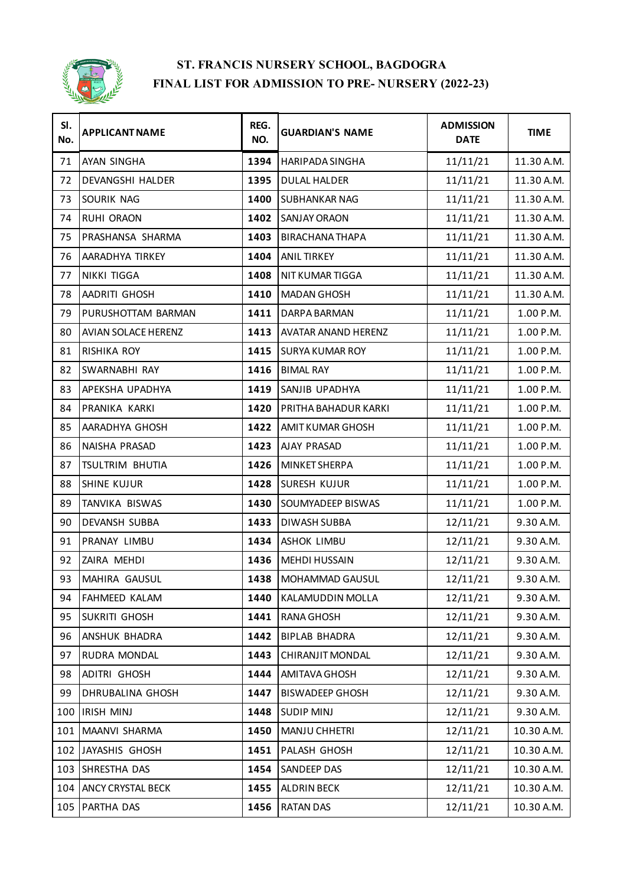# ST. FRANCIS NURSERY SCHOOL, BAGDOGRA
## FINAL LIST FOR ADMISSION TO PRE- NURSERY (2022-23)

| Sl. No. | APPLICANT NAME | REG. NO. | GUARDIAN'S NAME | ADMISSION DATE | TIME |
|---|---|---|---|---|---|
| 71 | AYAN SINGHA | 1394 | HARIPADA SINGHA | 11/11/21 | 11.30 A.M. |
| 72 | DEVANGSHI HALDER | 1395 | DULAL HALDER | 11/11/21 | 11.30 A.M. |
| 73 | SOURIK NAG | 1400 | SUBHANKAR NAG | 11/11/21 | 11.30 A.M. |
| 74 | RUHI ORAON | 1402 | SANJAY ORAON | 11/11/21 | 11.30 A.M. |
| 75 | PRASHANSA SHARMA | 1403 | BIRACHANA THAPA | 11/11/21 | 11.30 A.M. |
| 76 | AARADHYA TIRKEY | 1404 | ANIL TIRKEY | 11/11/21 | 11.30 A.M. |
| 77 | NIKKI TIGGA | 1408 | NIT KUMAR TIGGA | 11/11/21 | 11.30 A.M. |
| 78 | AADRITI GHOSH | 1410 | MADAN GHOSH | 11/11/21 | 11.30 A.M. |
| 79 | PURUSHOTTAM BARMAN | 1411 | DARPA BARMAN | 11/11/21 | 1.00 P.M. |
| 80 | AVIAN SOLACE HERENZ | 1413 | AVATAR ANAND HERENZ | 11/11/21 | 1.00 P.M. |
| 81 | RISHIKA ROY | 1415 | SURYA KUMAR ROY | 11/11/21 | 1.00 P.M. |
| 82 | SWARNABHI RAY | 1416 | BIMAL RAY | 11/11/21 | 1.00 P.M. |
| 83 | APEKSHA UPADHYA | 1419 | SANJIB UPADHYA | 11/11/21 | 1.00 P.M. |
| 84 | PRANIKA KARKI | 1420 | PRITHA BAHADUR KARKI | 11/11/21 | 1.00 P.M. |
| 85 | AARADHYA GHOSH | 1422 | AMIT KUMAR GHOSH | 11/11/21 | 1.00 P.M. |
| 86 | NAISHA PRASAD | 1423 | AJAY PRASAD | 11/11/21 | 1.00 P.M. |
| 87 | TSULTRIM BHUTIA | 1426 | MINKET SHERPA | 11/11/21 | 1.00 P.M. |
| 88 | SHINE KUJUR | 1428 | SURESH KUJUR | 11/11/21 | 1.00 P.M. |
| 89 | TANVIKA BISWAS | 1430 | SOUMYADEEP BISWAS | 11/11/21 | 1.00 P.M. |
| 90 | DEVANSH SUBBA | 1433 | DIWASH SUBBA | 12/11/21 | 9.30 A.M. |
| 91 | PRANAY LIMBU | 1434 | ASHOK LIMBU | 12/11/21 | 9.30 A.M. |
| 92 | ZAIRA MEHDI | 1436 | MEHDI HUSSAIN | 12/11/21 | 9.30 A.M. |
| 93 | MAHIRA GAUSUL | 1438 | MOHAMMAD GAUSUL | 12/11/21 | 9.30 A.M. |
| 94 | FAHMEED KALAM | 1440 | KALAMUDDIN MOLLA | 12/11/21 | 9.30 A.M. |
| 95 | SUKRITI GHOSH | 1441 | RANA GHOSH | 12/11/21 | 9.30 A.M. |
| 96 | ANSHUK BHADRA | 1442 | BIPLAB BHADRA | 12/11/21 | 9.30 A.M. |
| 97 | RUDRA MONDAL | 1443 | CHIRANJIT MONDAL | 12/11/21 | 9.30 A.M. |
| 98 | ADITRI GHOSH | 1444 | AMITAVA GHOSH | 12/11/21 | 9.30 A.M. |
| 99 | DHRUBALINA GHOSH | 1447 | BISWADEEP GHOSH | 12/11/21 | 9.30 A.M. |
| 100 | IRISH MINJ | 1448 | SUDIP MINJ | 12/11/21 | 9.30 A.M. |
| 101 | MAANVI SHARMA | 1450 | MANJU CHHETRI | 12/11/21 | 10.30 A.M. |
| 102 | JAYASHIS GHOSH | 1451 | PALASH GHOSH | 12/11/21 | 10.30 A.M. |
| 103 | SHRESTHA DAS | 1454 | SANDEEP DAS | 12/11/21 | 10.30 A.M. |
| 104 | ANCY CRYSTAL BECK | 1455 | ALDRIN BECK | 12/11/21 | 10.30 A.M. |
| 105 | PARTHA DAS | 1456 | RATAN DAS | 12/11/21 | 10.30 A.M. |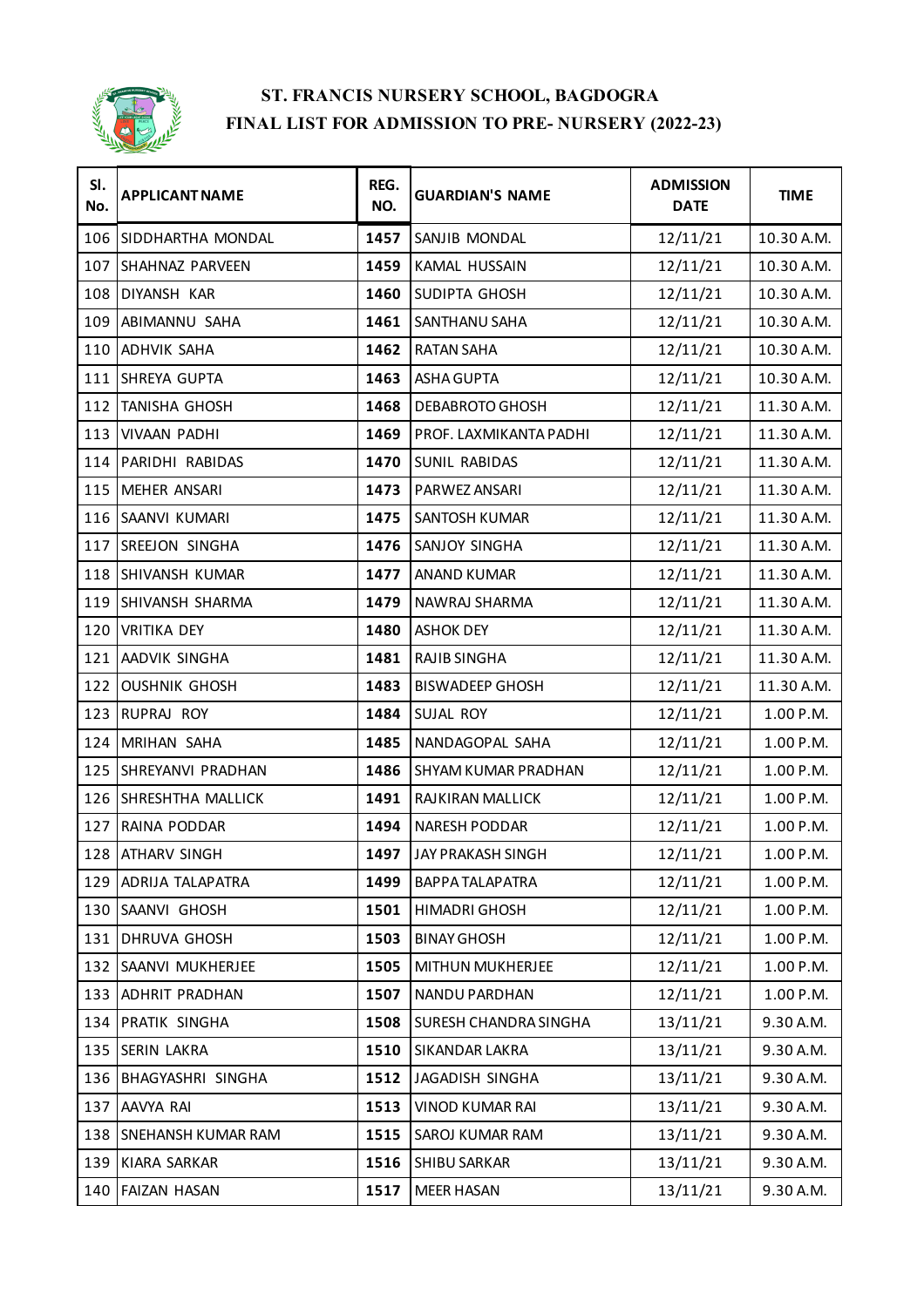# ST. FRANCIS NURSERY SCHOOL, BAGDOGRA
## FINAL LIST FOR ADMISSION TO PRE- NURSERY (2022-23)

| Sl. No. | APPLICANT NAME | REG. NO. | GUARDIAN'S NAME | ADMISSION DATE | TIME |
|---|---|---|---|---|---|
| 106 | SIDDHARTHA MONDAL | **1457** | SANJIB MONDAL | 12/11/21 | 10.30 A.M. |
| 107 | SHAHNAZ PARVEEN | **1459** | KAMAL HUSSAIN | 12/11/21 | 10.30 A.M. |
| 108 | DIYANSH KAR | **1460** | SUDIPTA GHOSH | 12/11/21 | 10.30 A.M. |
| 109 | ABIMANNU SAHA | **1461** | SANTHANU SAHA | 12/11/21 | 10.30 A.M. |
| 110 | ADHVIK SAHA | **1462** | RATAN SAHA | 12/11/21 | 10.30 A.M. |
| 111 | SHREYA GUPTA | **1463** | ASHA GUPTA | 12/11/21 | 10.30 A.M. |
| 112 | TANISHA GHOSH | **1468** | DEBABROTO GHOSH | 12/11/21 | 11.30 A.M. |
| 113 | VIVAAN PADHI | **1469** | PROF. LAXMIKANTA PADHI | 12/11/21 | 11.30 A.M. |
| 114 | PARIDHI RABIDAS | **1470** | SUNIL RABIDAS | 12/11/21 | 11.30 A.M. |
| 115 | MEHER ANSARI | **1473** | PARWEZ ANSARI | 12/11/21 | 11.30 A.M. |
| 116 | SAANVI KUMARI | **1475** | SANTOSH KUMAR | 12/11/21 | 11.30 A.M. |
| 117 | SREEJON SINGHA | **1476** | SANJOY SINGHA | 12/11/21 | 11.30 A.M. |
| 118 | SHIVANSH KUMAR | **1477** | ANAND KUMAR | 12/11/21 | 11.30 A.M. |
| 119 | SHIVANSH SHARMA | **1479** | NAWRAJ SHARMA | 12/11/21 | 11.30 A.M. |
| 120 | VRITIKA DEY | **1480** | ASHOK DEY | 12/11/21 | 11.30 A.M. |
| 121 | AADVIK SINGHA | **1481** | RAJIB SINGHA | 12/11/21 | 11.30 A.M. |
| 122 | OUSHNIK GHOSH | **1483** | BISWADEEP GHOSH | 12/11/21 | 11.30 A.M. |
| 123 | RUPRAJ ROY | **1484** | SUJAL ROY | 12/11/21 | 1.00 P.M. |
| 124 | MRIHAN SAHA | **1485** | NANDAGOPAL SAHA | 12/11/21 | 1.00 P.M. |
| 125 | SHREYANVI PRADHAN | **1486** | SHYAM KUMAR PRADHAN | 12/11/21 | 1.00 P.M. |
| 126 | SHRESHTHA MALLICK | **1491** | RAJKIRAN MALLICK | 12/11/21 | 1.00 P.M. |
| 127 | RAINA PODDAR | **1494** | NARESH PODDAR | 12/11/21 | 1.00 P.M. |
| 128 | ATHARV SINGH | **1497** | JAY PRAKASH SINGH | 12/11/21 | 1.00 P.M. |
| 129 | ADRIJA TALAPATRA | **1499** | BAPPA TALAPATRA | 12/11/21 | 1.00 P.M. |
| 130 | SAANVI GHOSH | **1501** | HIMADRI GHOSH | 12/11/21 | 1.00 P.M. |
| 131 | DHRUVA GHOSH | **1503** | BINAY GHOSH | 12/11/21 | 1.00 P.M. |
| 132 | SAANVI MUKHERJEE | **1505** | MITHUN MUKHERJEE | 12/11/21 | 1.00 P.M. |
| 133 | ADHRIT PRADHAN | **1507** | NANDU PARDHAN | 12/11/21 | 1.00 P.M. |
| 134 | PRATIK SINGHA | **1508** | SURESH CHANDRA SINGHA | 13/11/21 | 9.30 A.M. |
| 135 | SERIN LAKRA | **1510** | SIKANDAR LAKRA | 13/11/21 | 9.30 A.M. |
| 136 | BHAGYASHRI SINGHA | **1512** | JAGADISH SINGHA | 13/11/21 | 9.30 A.M. |
| 137 | AAVYA RAI | **1513** | VINOD KUMAR RAI | 13/11/21 | 9.30 A.M. |
| 138 | SNEHANSH KUMAR RAM | **1515** | SAROJ KUMAR RAM | 13/11/21 | 9.30 A.M. |
| 139 | KIARA SARKAR | **1516** | SHIBU SARKAR | 13/11/21 | 9.30 A.M. |
| 140 | FAIZAN HASAN | **1517** | MEER HASAN | 13/11/21 | 9.30 A.M. |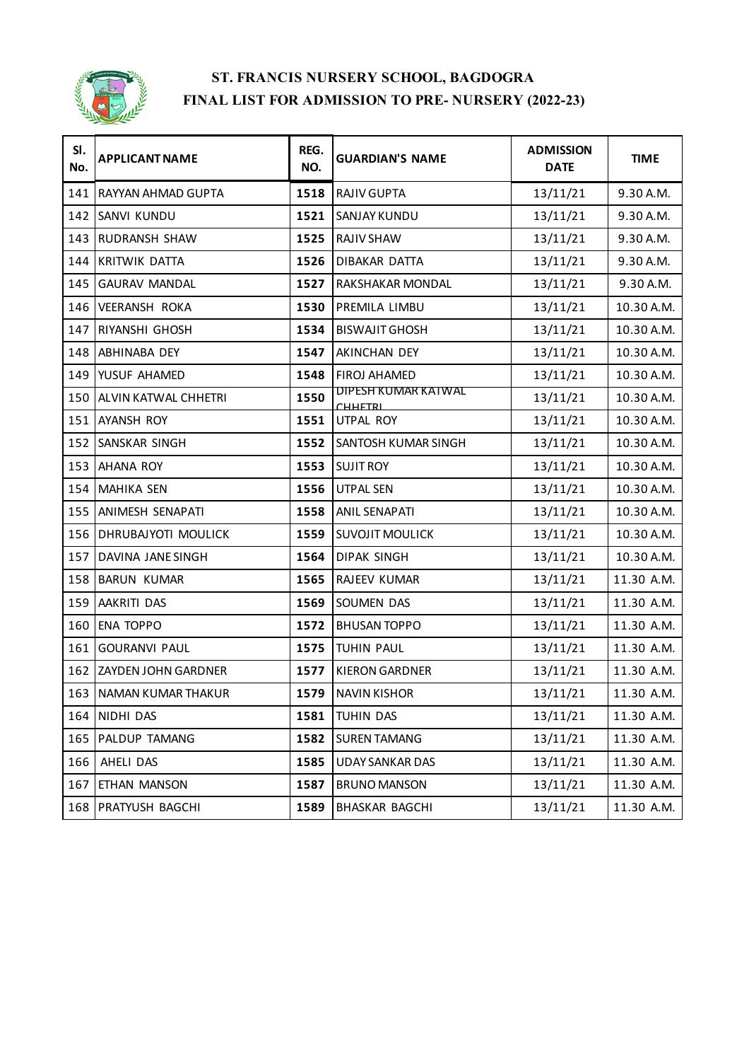# ST. FRANCIS NURSERY SCHOOL, BAGDOGRA
## FINAL LIST FOR ADMISSION TO PRE- NURSERY (2022-23)

| Sl. No. | APPLICANT NAME | REG. NO. | GUARDIAN'S NAME | ADMISSION DATE | TIME |
|---|---|---|---|---|---|
| 141 | RAYYAN AHMAD GUPTA | 1518 | RAJIV GUPTA | 13/11/21 | 9.30 A.M. |
| 142 | SANVI KUNDU | 1521 | SANJAY KUNDU | 13/11/21 | 9.30 A.M. |
| 143 | RUDRANSH SHAW | 1525 | RAJIV SHAW | 13/11/21 | 9.30 A.M. |
| 144 | KRITWIK DATTA | 1526 | DIBAKAR DATTA | 13/11/21 | 9.30 A.M. |
| 145 | GAURAV MANDAL | 1527 | RAKSHAKAR MONDAL | 13/11/21 | 9.30 A.M. |
| 146 | VEERANSH ROKA | 1530 | PREMILA LIMBU | 13/11/21 | 10.30 A.M. |
| 147 | RIYANSHI GHOSH | 1534 | BISWAJIT GHOSH | 13/11/21 | 10.30 A.M. |
| 148 | ABHINABA DEY | 1547 | AKINCHAN DEY | 13/11/21 | 10.30 A.M. |
| 149 | YUSUF AHAMED | 1548 | FIROJ AHAMED | 13/11/21 | 10.30 A.M. |
| 150 | ALVIN KATWAL CHHETRI | 1550 | DIPESH KUMAR KATWAL CHHETRI | 13/11/21 | 10.30 A.M. |
| 151 | AYANSH ROY | 1551 | UTPAL ROY | 13/11/21 | 10.30 A.M. |
| 152 | SANSKAR SINGH | 1552 | SANTOSH KUMAR SINGH | 13/11/21 | 10.30 A.M. |
| 153 | AHANA ROY | 1553 | SUJIT ROY | 13/11/21 | 10.30 A.M. |
| 154 | MAHIKA SEN | 1556 | UTPAL SEN | 13/11/21 | 10.30 A.M. |
| 155 | ANIMESH SENAPATI | 1558 | ANIL SENAPATI | 13/11/21 | 10.30 A.M. |
| 156 | DHRUBAJYOTI MOULICK | 1559 | SUVOJIT MOULICK | 13/11/21 | 10.30 A.M. |
| 157 | DAVINA JANE SINGH | 1564 | DIPAK SINGH | 13/11/21 | 10.30 A.M. |
| 158 | BARUN KUMAR | 1565 | RAJEEV KUMAR | 13/11/21 | 11.30 A.M. |
| 159 | AAKRITI DAS | 1569 | SOUMEN DAS | 13/11/21 | 11.30 A.M. |
| 160 | ENA TOPPO | 1572 | BHUSAN TOPPO | 13/11/21 | 11.30 A.M. |
| 161 | GOURANVI PAUL | 1575 | TUHIN PAUL | 13/11/21 | 11.30 A.M. |
| 162 | ZAYDEN JOHN GARDNER | 1577 | KIERON GARDNER | 13/11/21 | 11.30 A.M. |
| 163 | NAMAN KUMAR THAKUR | 1579 | NAVIN KISHOR | 13/11/21 | 11.30 A.M. |
| 164 | NIDHI DAS | 1581 | TUHIN DAS | 13/11/21 | 11.30 A.M. |
| 165 | PALDUP TAMANG | 1582 | SUREN TAMANG | 13/11/21 | 11.30 A.M. |
| 166 | AHELI DAS | 1585 | UDAY SANKAR DAS | 13/11/21 | 11.30 A.M. |
| 167 | ETHAN MANSON | 1587 | BRUNO MANSON | 13/11/21 | 11.30 A.M. |
| 168 | PRATYUSH BAGCHI | 1589 | BHASKAR BAGCHI | 13/11/21 | 11.30 A.M. |